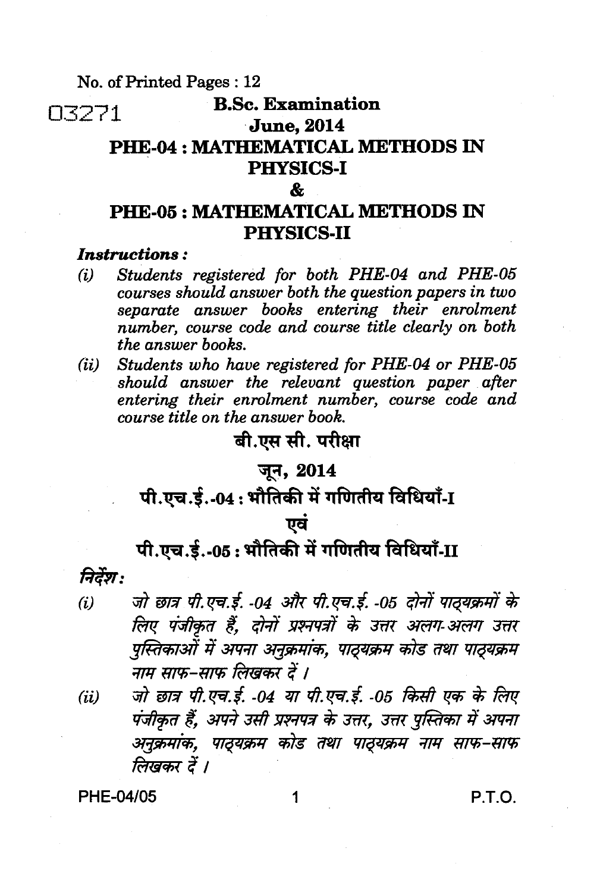No. of Printed Pages : 12

03271

# B.Sc. Examination

## June, 2014

## PHE-04 : MATHEMATICAL METHODS IN PHYSICS-I

## &

## PHE-05 : MATHEMATICAL METHODS IN PHYSICS-II

***Instructions :***

*(i) Students registered for both PHE-04 and PHE-05 courses should answer both the question papers in two separate answer books entering their enrolment number, course code and course title clearly on both the answer books.*

*(ii) Students who have registered for PHE-04 or PHE-05 should answer the relevant question paper after entering their enrolment number, course code and course title on the answer book.*

# बी.एस सी. परीक्षा

## जून, 2014

## पी.एच.ई.-04 : भौतिकी में गणितीय विधियाँ-I

## एवं

## पी.एच.ई.-05 : भौतिकी में गणितीय विधियाँ-II

***निर्देश :***

*(i) जो छात्र पी.एच.ई. -04 और पी.एच.ई. -05 दोनों पाठ्यक्रमों के लिए पंजीकृत हैं, दोनों प्रश्नपत्रों के उत्तर अलग-अलग उत्तर पुस्तिकाओं में अपना अनुक्रमांक, पाठ्यक्रम कोड तथा पाठ्यक्रम नाम साफ-साफ लिखकर दें ।*

*(ii) जो छात्र पी.एच.ई. -04 या पी.एच.ई. -05 किसी एक के लिए पंजीकृत हैं, अपने उसी प्रश्नपत्र के उत्तर, उत्तर पुस्तिका में अपना अनुक्रमांक, पाठ्यक्रम कोड तथा पाठ्यक्रम नाम साफ-साफ लिखकर दें ।*

P.T.O.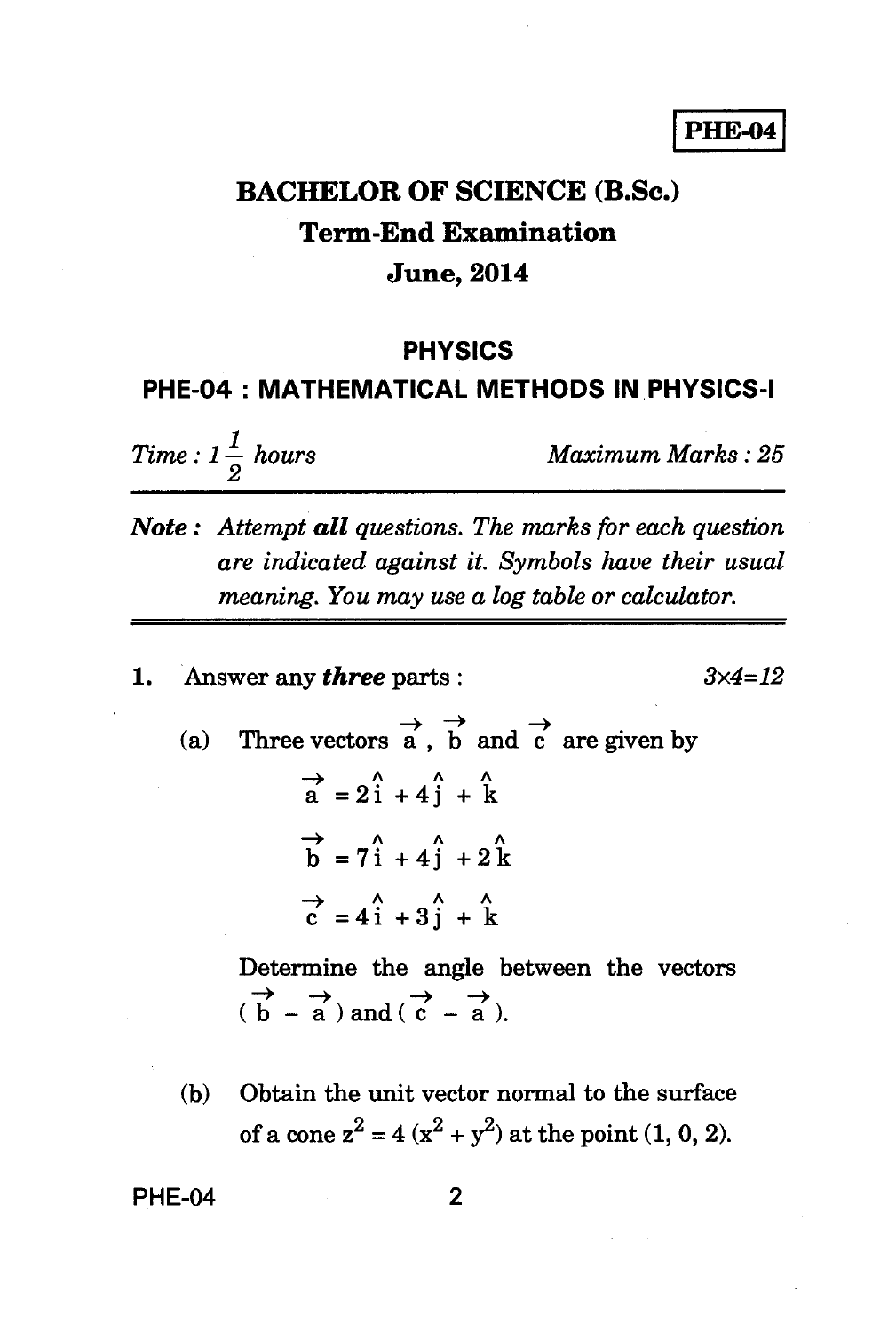**PHE-04**

# BACHELOR OF SCIENCE (B.Sc.)

## Term-End Examination

## June, 2014

### PHYSICS

### PHE-04 : MATHEMATICAL METHODS IN PHYSICS-I

*Time : $1\frac{1}{2}$ hours* *Maximum Marks : 25*

---

***Note :*** *Attempt **all** questions. The marks for each question are indicated against it. Symbols have their usual meaning. You may use a log table or calculator.*

---

**1.** Answer any ***three*** parts : $3\times4=12$

(a) Three vectors $\vec{a}$, $\vec{b}$ and $\vec{c}$ are given by

$$\vec{a} = 2\hat{i} + 4\hat{j} + \hat{k}$$

$$\vec{b} = 7\hat{i} + 4\hat{j} + 2\hat{k}$$

$$\vec{c} = 4\hat{i} + 3\hat{j} + \hat{k}$$

Determine the angle between the vectors $(\vec{b} - \vec{a})$ and $(\vec{c} - \vec{a})$.

(b) Obtain the unit vector normal to the surface of a cone $z^2 = 4(x^2 + y^2)$ at the point $(1, 0, 2)$.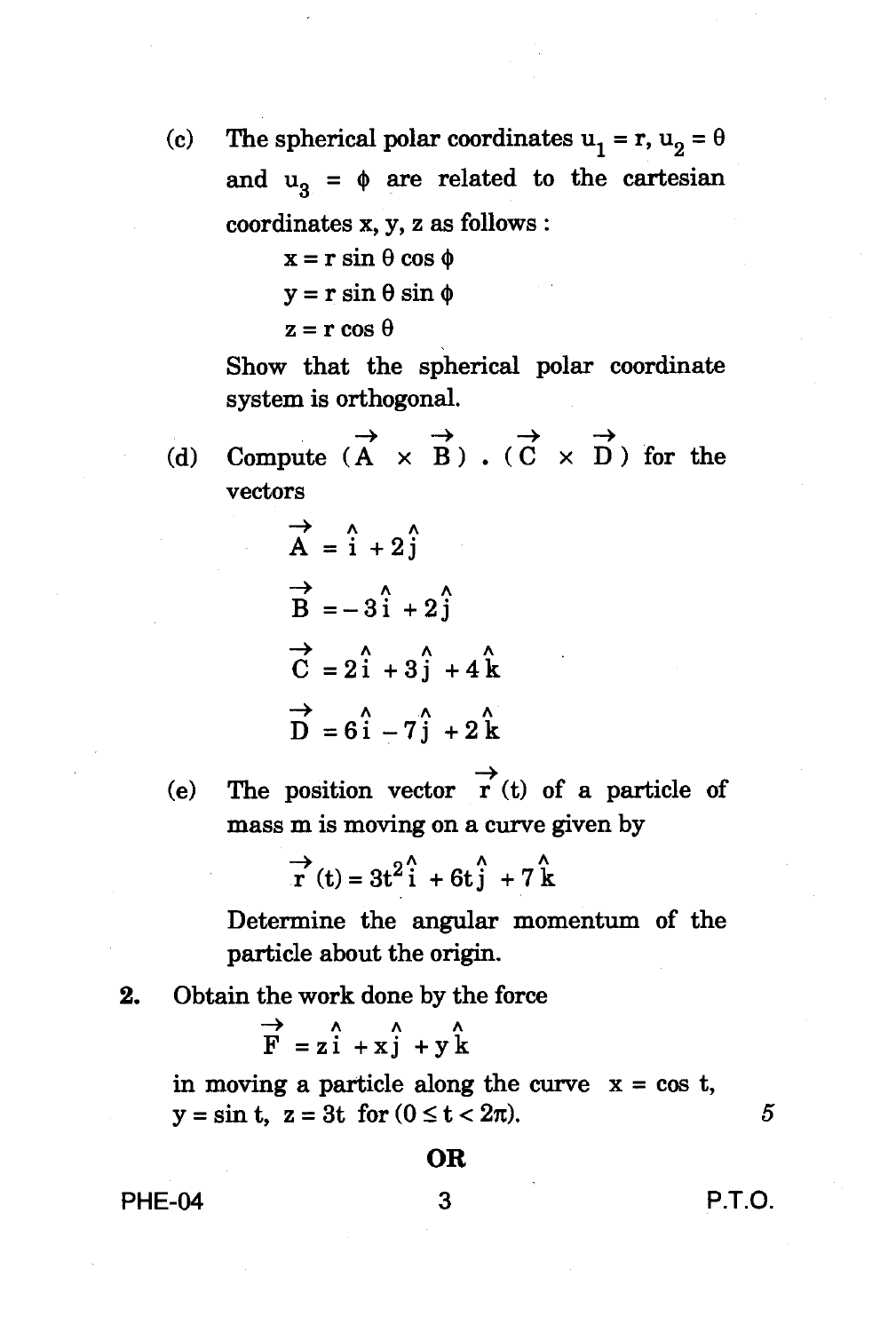(c) The spherical polar coordinates $u_1 = r$, $u_2 = \theta$ and $u_3 = \phi$ are related to the cartesian coordinates x, y, z as follows :

$$x = r \sin\theta \cos\phi$$

$$y = r \sin\theta \sin\phi$$

$$z = r \cos\theta$$

Show that the spherical polar coordinate system is orthogonal.

(d) Compute $(\vec{A} \times \vec{B}) \cdot (\vec{C} \times \vec{D})$ for the vectors

$$\vec{A} = \hat{i} + 2\hat{j}$$

$$\vec{B} = -3\hat{i} + 2\hat{j}$$

$$\vec{C} = 2\hat{i} + 3\hat{j} + 4\hat{k}$$

$$\vec{D} = 6\hat{i} - 7\hat{j} + 2\hat{k}$$

(e) The position vector $\vec{r}(t)$ of a particle of mass m is moving on a curve given by

$$\vec{r}(t) = 3t^2\hat{i} + 6t\hat{j} + 7\hat{k}$$

Determine the angular momentum of the particle about the origin.

**2.** Obtain the work done by the force

$$\vec{F} = z\hat{i} + x\hat{j} + y\hat{k}$$

in moving a particle along the curve $x = \cos t$, $y = \sin t$, $z = 3t$ for $(0 \leq t < 2\pi)$. 5

**OR**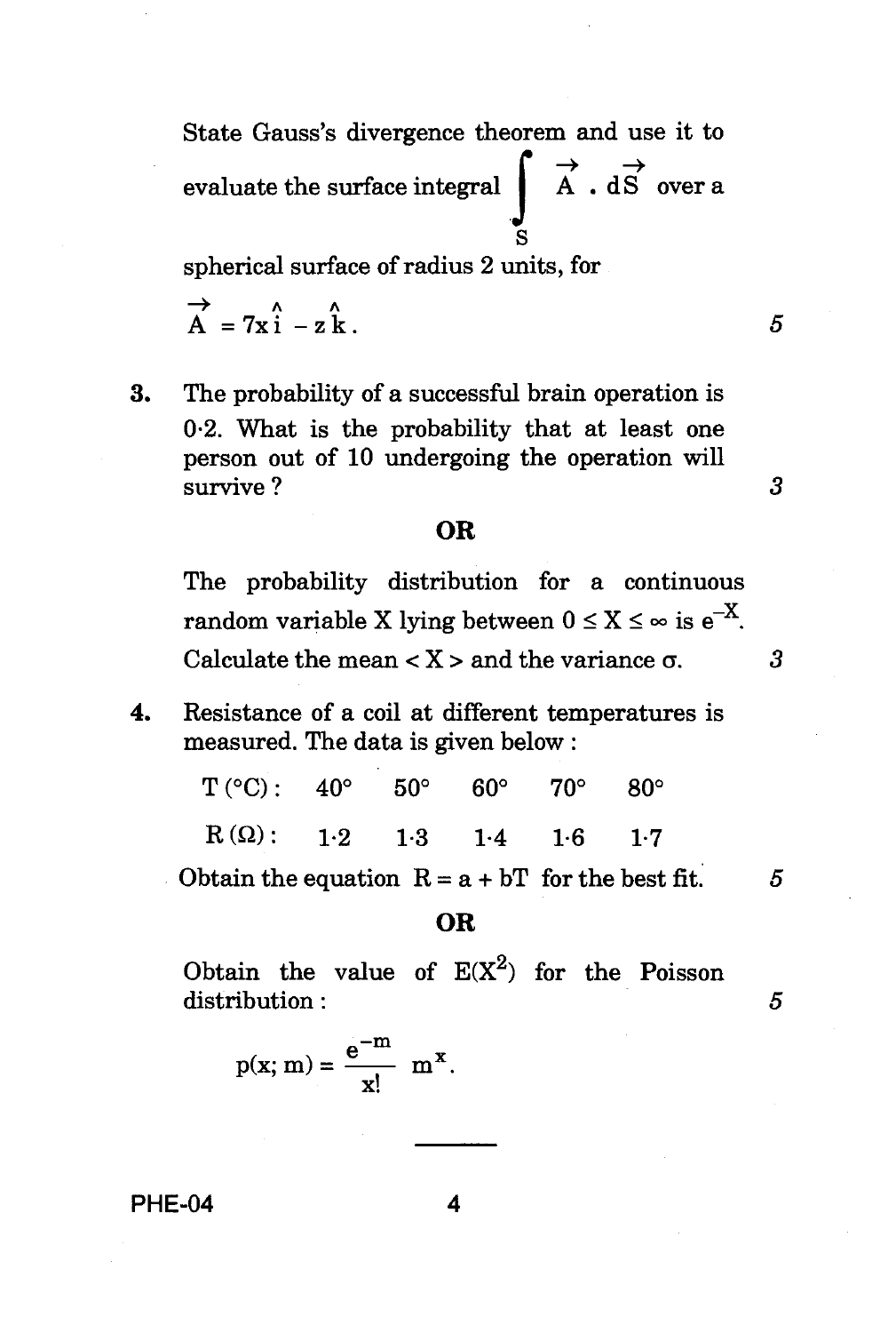State Gauss's divergence theorem and use it to evaluate the surface integral $\int_S \vec{A} \cdot d\vec{S}$ over a spherical surface of radius 2 units, for

$\vec{A} = 7x\hat{i} - z\hat{k}$. 5

3. The probability of a successful brain operation is 0·2. What is the probability that at least one person out of 10 undergoing the operation will survive? 3

**OR**

The probability distribution for a continuous random variable X lying between $0 \leq X \leq \infty$ is $e^{-X}$. Calculate the mean $< X >$ and the variance $\sigma$. 3

4. Resistance of a coil at different temperatures is measured. The data is given below :

| T (°C) : | 40° | 50° | 60° | 70° | 80° |
|---|---|---|---|---|---|
| R (Ω) : | 1·2 | 1·3 | 1·4 | 1·6 | 1·7 |

Obtain the equation $R = a + bT$ for the best fit. 5

**OR**

Obtain the value of $E(X^2)$ for the Poisson distribution : 5

$$p(x; m) = \frac{e^{-m}}{x!} m^x.$$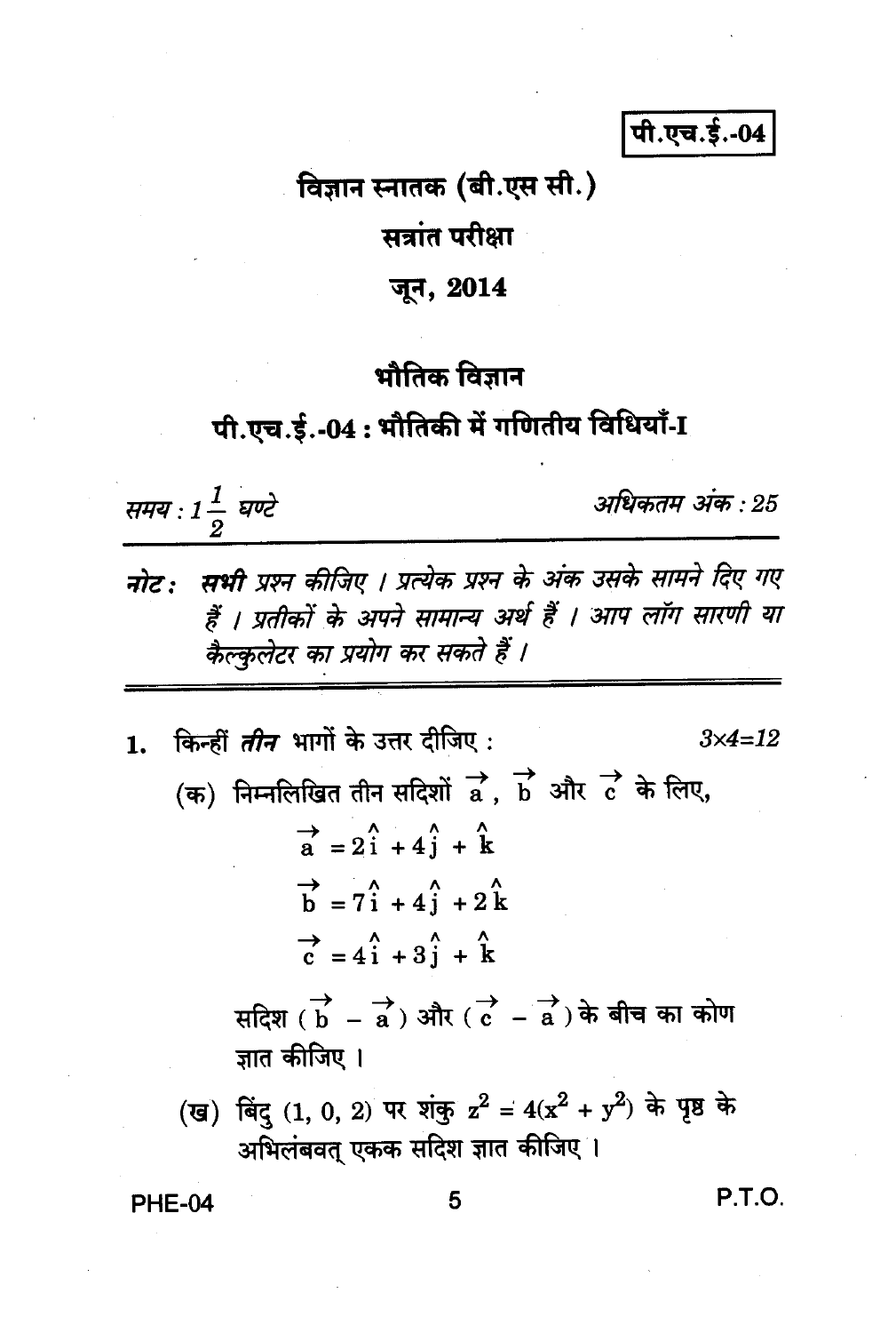पी.एच.ई.-04

# विज्ञान स्नातक (बी.एस सी.)

## सत्रांत परीक्षा

## जून, 2014

## भौतिक विज्ञान

## पी.एच.ई.-04 : भौतिकी में गणितीय विधियाँ-I

*समय : $1\frac{1}{2}$ घण्टे* *अधिकतम अंक : 25*

***नोट :*** ***सभी*** *प्रश्न कीजिए । प्रत्येक प्रश्न के अंक उसके सामने दिए गए हैं । प्रतीकों के अपने सामान्य अर्थ हैं । आप लॉग सारणी या कैल्कुलेटर का प्रयोग कर सकते हैं ।*

---

1. किन्हीं ***तीन*** भागों के उत्तर दीजिए : *3×4=12*

   (क) निम्नलिखित तीन सदिशों $\vec{a}$, $\vec{b}$ और $\vec{c}$ के लिए,

   $$\vec{a} = 2\hat{i} + 4\hat{j} + \hat{k}$$

   $$\vec{b} = 7\hat{i} + 4\hat{j} + 2\hat{k}$$

   $$\vec{c} = 4\hat{i} + 3\hat{j} + \hat{k}$$

   सदिश $(\vec{b} - \vec{a})$ और $(\vec{c} - \vec{a})$ के बीच का कोण ज्ञात कीजिए ।

   (ख) बिंदु (1, 0, 2) पर शंकु $z^2 = 4(x^2 + y^2)$ के पृष्ठ के अभिलंबवत् एकक सदिश ज्ञात कीजिए ।

P.T.O.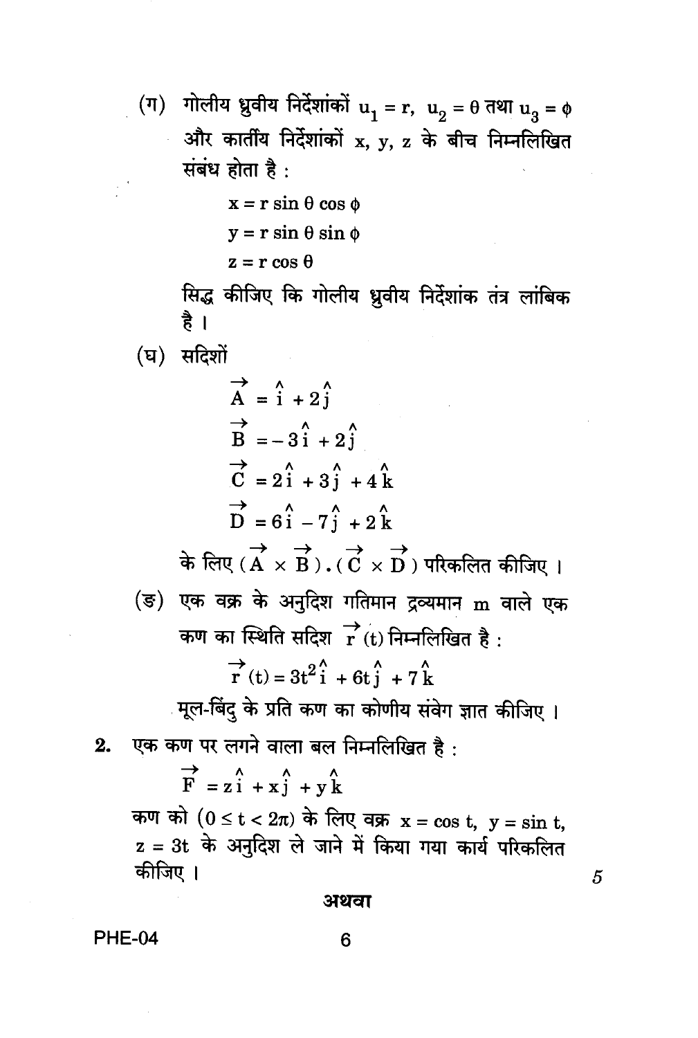(ग) गोलीय ध्रुवीय निर्देशांकों $u_1 = r$, $u_2 = \theta$ तथा $u_3 = \phi$ और कार्तीय निर्देशांकों x, y, z के बीच निम्नलिखित संबंध होता है :

$$x = r \sin\theta \cos\phi$$

$$y = r \sin\theta \sin\phi$$

$$z = r \cos\theta$$

सिद्ध कीजिए कि गोलीय ध्रुवीय निर्देशांक तंत्र लांबिक है ।

(घ) सदिशों

$$\vec{A} = \hat{i} + 2\hat{j}$$

$$\vec{B} = -3\hat{i} + 2\hat{j}$$

$$\vec{C} = 2\hat{i} + 3\hat{j} + 4\hat{k}$$

$$\vec{D} = 6\hat{i} - 7\hat{j} + 2\hat{k}$$

के लिए $(\vec{A} \times \vec{B}) \cdot (\vec{C} \times \vec{D})$ परिकलित कीजिए ।

(ङ) एक वक्र के अनुदिश गतिमान द्रव्यमान m वाले एक कण का स्थिति सदिश $\vec{r}(t)$ निम्नलिखित है :

$$\vec{r}(t) = 3t^2\hat{i} + 6t\hat{j} + 7\hat{k}$$

मूल-बिंदु के प्रति कण का कोणीय संवेग ज्ञात कीजिए ।

**2.** एक कण पर लगने वाला बल निम्नलिखित है :

$$\vec{F} = z\hat{i} + x\hat{j} + y\hat{k}$$

कण को $(0 \le t < 2\pi)$ के लिए वक्र $x = \cos t$, $y = \sin t$, $z = 3t$ के अनुदिश ले जाने में किया गया कार्य परिकलित कीजिए । 5

**अथवा**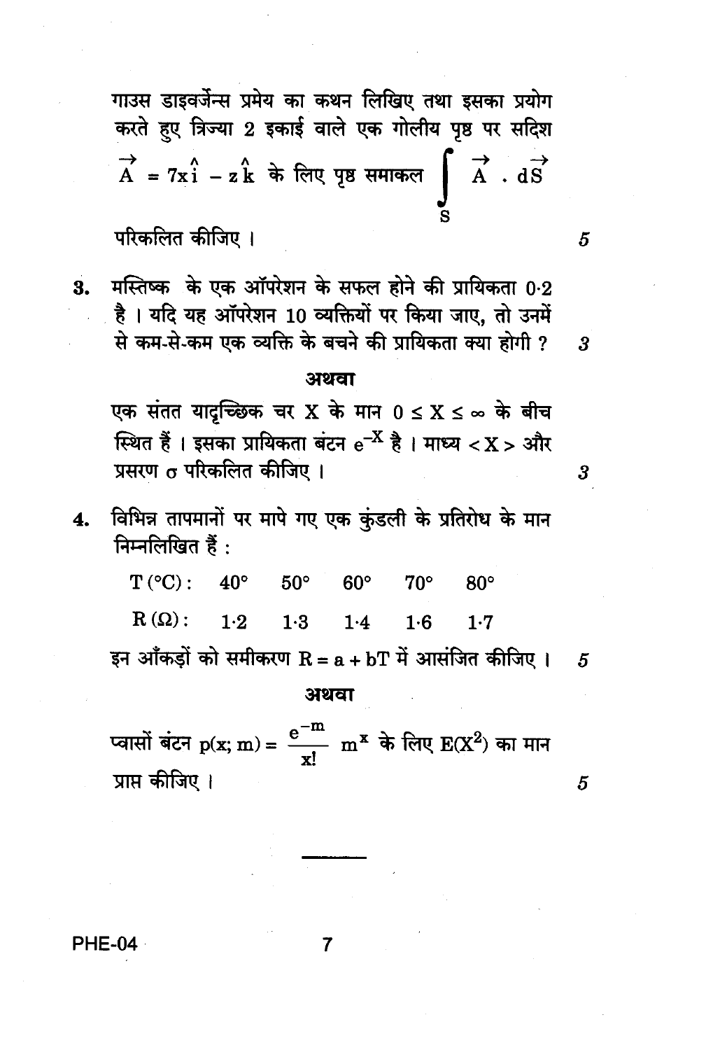गाउस डाइवर्जेन्स प्रमेय का कथन लिखिए तथा इसका प्रयोग करते हुए त्रिज्या 2 इकाई वाले एक गोलीय पृष्ठ पर सदिश $\vec{A} = 7x\hat{i} - z\hat{k}$ के लिए पृष्ठ समाकल $\int_S \vec{A} \cdot d\vec{S}$ परिकलित कीजिए । 5

3. मस्तिष्क के एक ऑपरेशन के सफल होने की प्रायिकता 0·2 है । यदि यह ऑपरेशन 10 व्यक्तियों पर किया जाए, तो उनमें से कम-से-कम एक व्यक्ति के बचने की प्रायिकता क्या होगी ? 3

**अथवा**

एक संतत यादृच्छिक चर X के मान $0 \leq X \leq \infty$ के बीच स्थित हैं । इसका प्रायिकता बंटन $e^{-X}$ है । माध्य $< X >$ और प्रसरण $\sigma$ परिकलित कीजिए । 3

4. विभिन्न तापमानों पर मापे गए एक कुंडली के प्रतिरोध के मान निम्नलिखित हैं :

| T (°C) : | 40° | 50° | 60° | 70° | 80° |
|---|---|---|---|---|---|
| R (Ω) : | 1·2 | 1·3 | 1·4 | 1·6 | 1·7 |

इन आँकड़ों को समीकरण $R = a + bT$ में आसंजित कीजिए । 5

**अथवा**

प्वासों बंटन $p(x; m) = \frac{e^{-m}}{x!} m^x$ के लिए $E(X^2)$ का मान प्राप्त कीजिए । 5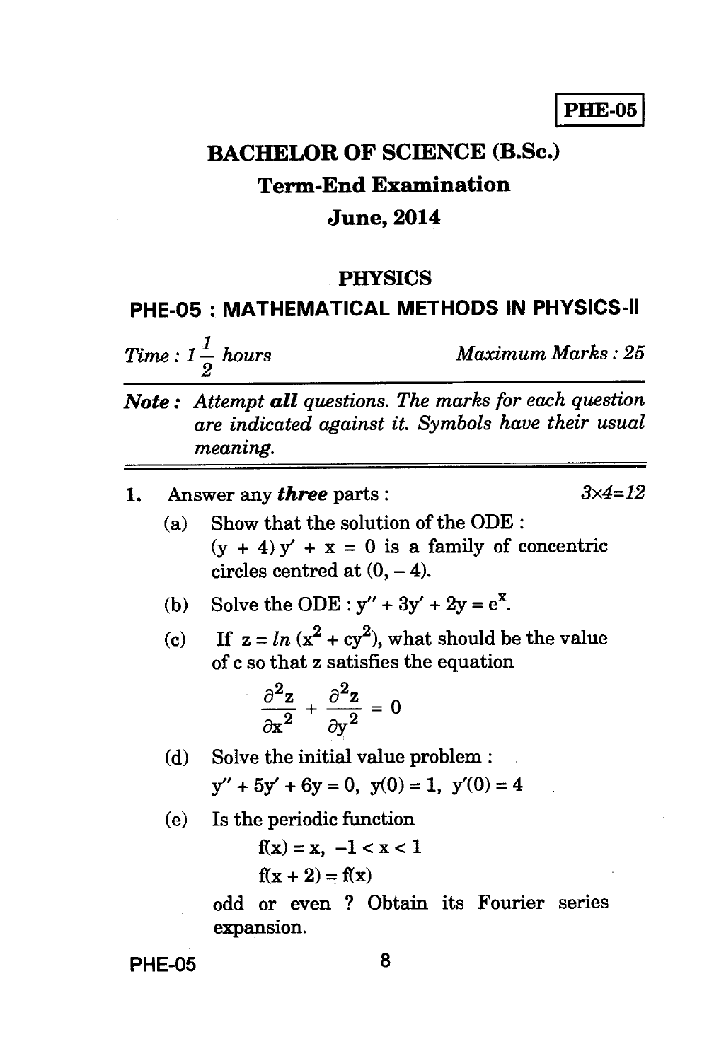PHE-05

# BACHELOR OF SCIENCE (B.Sc.)

## Term-End Examination

## June, 2014

## PHYSICS

## PHE-05 : MATHEMATICAL METHODS IN PHYSICS-II

*Time : $1\frac{1}{2}$ hours* *Maximum Marks : 25*

***Note :** Attempt **all** questions. The marks for each question are indicated against it. Symbols have their usual meaning.*

---

1. Answer any ***three*** parts : $3\times4=12$

   (a) Show that the solution of the ODE : $(y + 4)\,y' + x = 0$ is a family of concentric circles centred at $(0, -4)$.

   (b) Solve the ODE : $y'' + 3y' + 2y = e^x$.

   (c) If $z = ln\,(x^2 + cy^2)$, what should be the value of c so that z satisfies the equation

   $$\frac{\partial^2 z}{\partial x^2} + \frac{\partial^2 z}{\partial y^2} = 0$$

   (d) Solve the initial value problem :
   $y'' + 5y' + 6y = 0,\ y(0) = 1,\ y'(0) = 4$

   (e) Is the periodic function

   $$f(x) = x,\ -1 < x < 1$$
   $$f(x + 2) = f(x)$$

   odd or even ? Obtain its Fourier series expansion.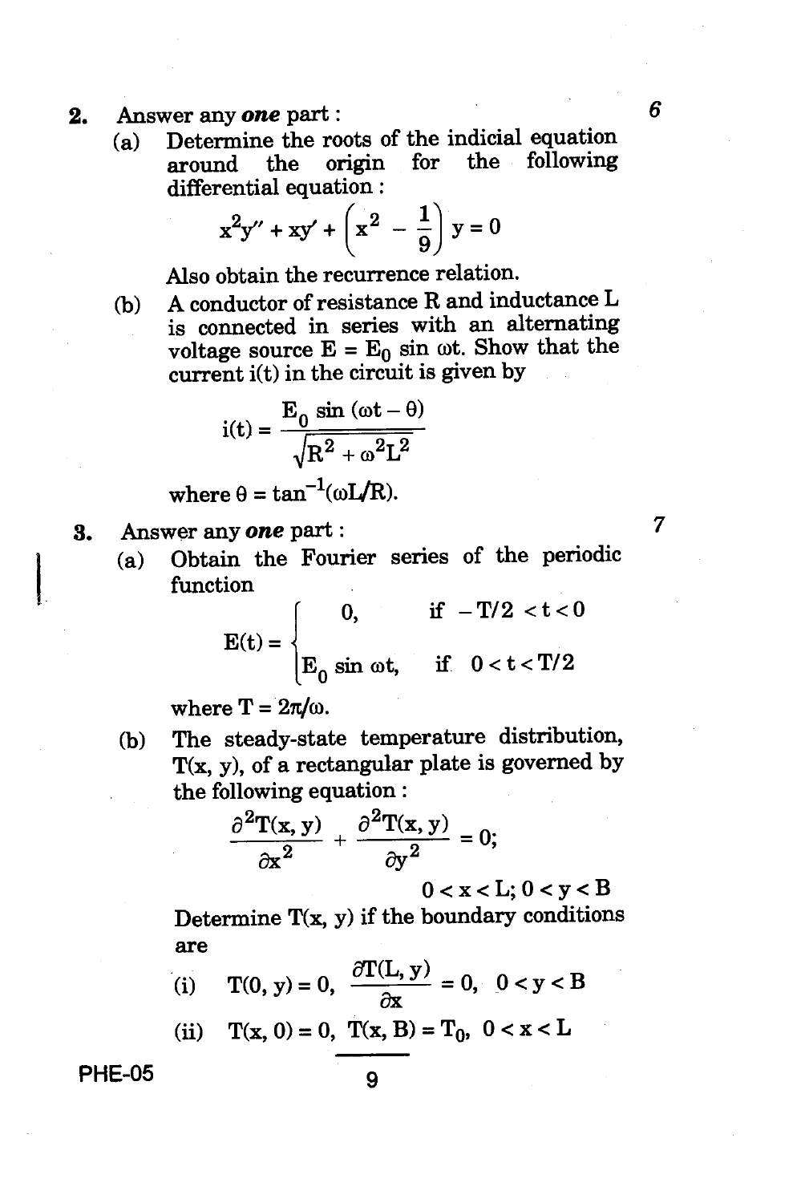2. Answer any ***one*** part : 6

(a) Determine the roots of the indicial equation around the origin for the following differential equation :

$$x^2 y'' + xy' + \left(x^2 - \frac{1}{9}\right) y = 0$$

Also obtain the recurrence relation.

(b) A conductor of resistance R and inductance L is connected in series with an alternating voltage source $E = E_0 \sin \omega t$. Show that the current i(t) in the circuit is given by

$$i(t) = \frac{E_0 \sin (\omega t - \theta)}{\sqrt{R^2 + \omega^2 L^2}}$$

where $\theta = \tan^{-1}(\omega L/R)$.

3. Answer any ***one*** part : 7

(a) Obtain the Fourier series of the periodic function

$$E(t) = \begin{cases} 0, & \text{if } -T/2 < t < 0 \\ E_0 \sin \omega t, & \text{if } 0 < t < T/2 \end{cases}$$

where $T = 2\pi/\omega$.

(b) The steady-state temperature distribution, T(x, y), of a rectangular plate is governed by the following equation :

$$\frac{\partial^2 T(x, y)}{\partial x^2} + \frac{\partial^2 T(x, y)}{\partial y^2} = 0;$$

$$0 < x < L; \; 0 < y < B$$

Determine T(x, y) if the boundary conditions are

(i) $T(0, y) = 0, \quad \dfrac{\partial T(L, y)}{\partial x} = 0, \quad 0 < y < B$

(ii) $T(x, 0) = 0, \; T(x, B) = T_0, \quad 0 < x < L$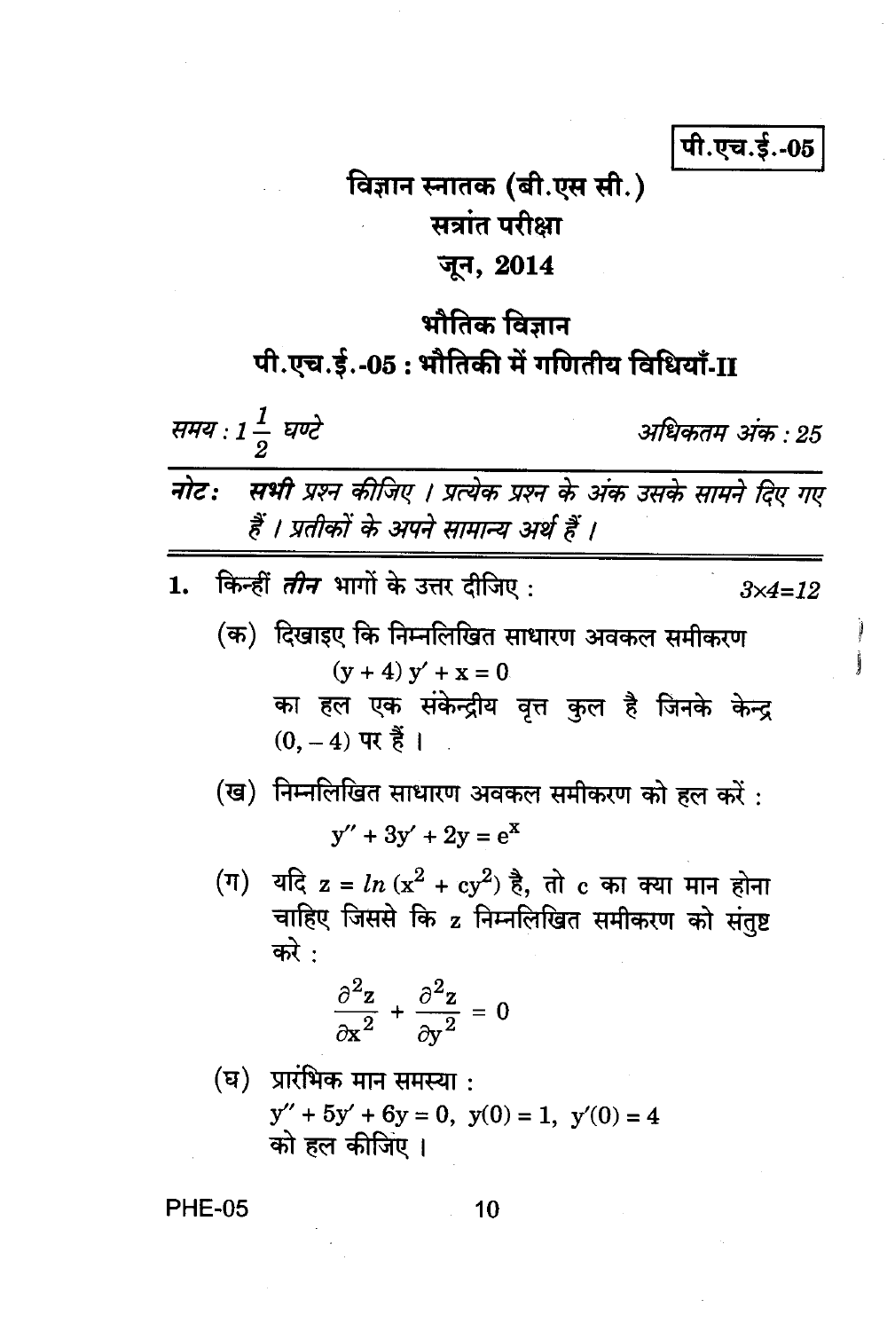पी.एच.ई.-05

# विज्ञान स्नातक (बी.एस सी.)

## सत्रांत परीक्षा

## जून, 2014

## भौतिक विज्ञान

## पी.एच.ई.-05 : भौतिकी में गणितीय विधियाँ-II

*समय : $1\frac{1}{2}$ घण्टे* *अधिकतम अंक : 25*

***नोट:*** *सभी प्रश्न कीजिए । प्रत्येक प्रश्न के अंक उसके सामने दिए गए हैं । प्रतीकों के अपने सामान्य अर्थ हैं ।*

1. किन्हीं *तीन* भागों के उत्तर दीजिए : *3×4=12*

   (क) दिखाइए कि निम्नलिखित साधारण अवकल समीकरण
   $$(y + 4)\, y' + x = 0$$
   का हल एक संकेन्द्रीय वृत्त कुल है जिनके केन्द्र $(0, -4)$ पर हैं ।

   (ख) निम्नलिखित साधारण अवकल समीकरण को हल करें :
   $$y'' + 3y' + 2y = e^x$$

   (ग) यदि $z = ln\,(x^2 + cy^2)$ है, तो c का क्या मान होना चाहिए जिससे कि z निम्नलिखित समीकरण को संतुष्ट करे :
   $$\frac{\partial^2 z}{\partial x^2} + \frac{\partial^2 z}{\partial y^2} = 0$$

   (घ) प्रारंभिक मान समस्या :
   $y'' + 5y' + 6y = 0,\ y(0) = 1,\ y'(0) = 4$
   को हल कीजिए ।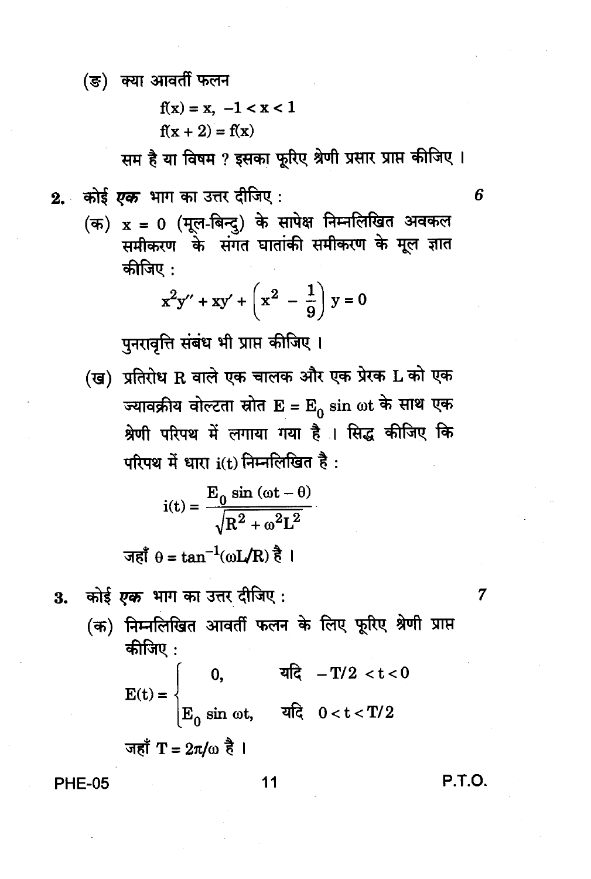(ङ) क्या आवर्ती फलन

$$f(x) = x, \ -1 < x < 1$$
$$f(x + 2) = f(x)$$

सम है या विषम ? इसका फूरिए श्रेणी प्रसार प्राप्त कीजिए ।

**2.** कोई *एक* भाग का उत्तर दीजिए : **6**

(क) $x = 0$ (मूल-बिन्दु) के सापेक्ष निम्नलिखित अवकल समीकरण के संगत घातांकी समीकरण के मूल ज्ञात कीजिए :

$$x^2 y'' + xy' + \left(x^2 - \frac{1}{9}\right) y = 0$$

पुनरावृत्ति संबंध भी प्राप्त कीजिए ।

(ख) प्रतिरोध R वाले एक चालक और एक प्रेरक L को एक ज्यावक्रीय वोल्टता स्रोत $E = E_0 \sin \omega t$ के साथ एक श्रेणी परिपथ में लगाया गया है । सिद्ध कीजिए कि परिपथ में धारा $i(t)$ निम्नलिखित है :

$$i(t) = \frac{E_0 \sin (\omega t - \theta)}{\sqrt{R^2 + \omega^2 L^2}}$$

जहाँ $\theta = \tan^{-1}(\omega L/R)$ है ।

**3.** कोई *एक* भाग का उत्तर दीजिए : **7**

(क) निम्नलिखित आवर्ती फलन के लिए फूरिए श्रेणी प्राप्त कीजिए :

$$E(t) = \begin{cases} 0, & \text{यदि } \ -T/2 < t < 0 \\ E_0 \sin \omega t, & \text{यदि } \ 0 < t < T/2 \end{cases}$$

जहाँ $T = 2\pi/\omega$ है ।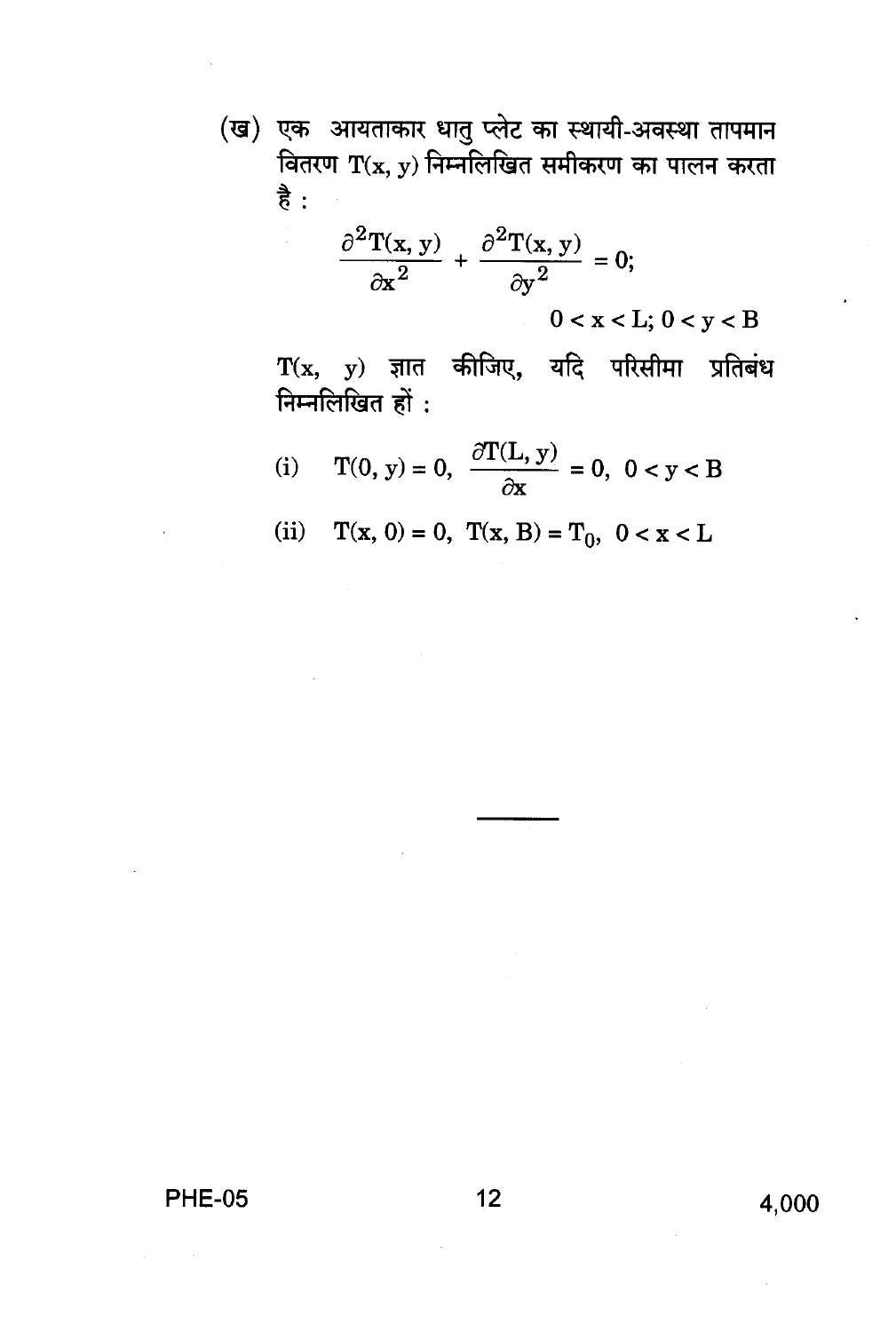(ख) एक आयताकार धातु प्लेट का स्थायी-अवस्था तापमान वितरण $T(x, y)$ निम्नलिखित समीकरण का पालन करता है :

$$\frac{\partial^2 T(x, y)}{\partial x^2} + \frac{\partial^2 T(x, y)}{\partial y^2} = 0;$$

$$0 < x < L; \; 0 < y < B$$

$T(x, y)$ ज्ञात कीजिए, यदि परिसीमा प्रतिबंध निम्नलिखित हों :

(i) $T(0, y) = 0, \; \dfrac{\partial T(L, y)}{\partial x} = 0, \; 0 < y < B$

(ii) $T(x, 0) = 0, \; T(x, B) = T_0, \; 0 < x < L$

PHE-05 4,000